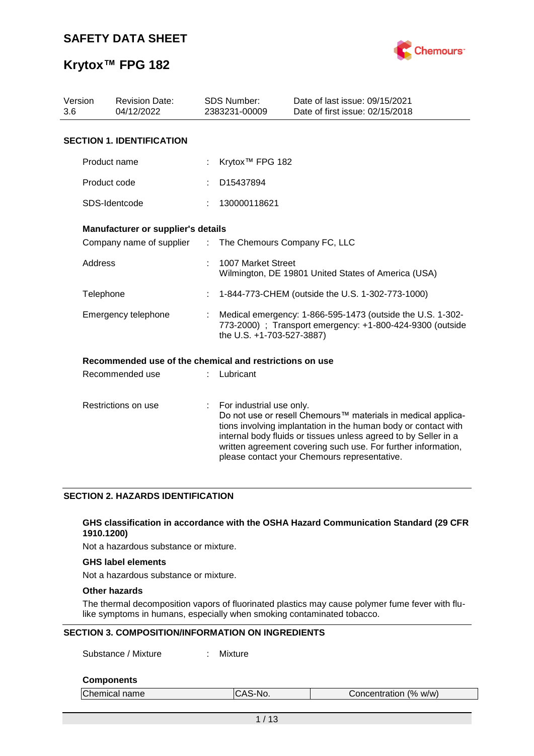# SAFETY DATA SHEET

# Krytox™ FPG 182

| Version | Revision Date: | SDS Number: | Date of last issue: 09/15/2021 |
|---|---|---|---|
| 3.6 | 04/12/2022 | 2383231-00009 | Date of first issue: 02/15/2018 |

## SECTION 1. IDENTIFICATION

Product name : Krytox™ FPG 182

Product code : D15437894

SDS-Identcode : 130000118621

### Manufacturer or supplier's details

Company name of supplier : The Chemours Company FC, LLC

Address : 1007 Market Street
Wilmington, DE 19801 United States of America (USA)

Telephone : 1-844-773-CHEM (outside the U.S. 1-302-773-1000)

Emergency telephone : Medical emergency: 1-866-595-1473 (outside the U.S. 1-302-773-2000) ; Transport emergency: +1-800-424-9300 (outside the U.S. +1-703-527-3887)

### Recommended use of the chemical and restrictions on use

Recommended use : Lubricant

Restrictions on use : For industrial use only.
Do not use or resell Chemours™ materials in medical applications involving implantation in the human body or contact with internal body fluids or tissues unless agreed to by Seller in a written agreement covering such use. For further information, please contact your Chemours representative.

## SECTION 2. HAZARDS IDENTIFICATION

### GHS classification in accordance with the OSHA Hazard Communication Standard (29 CFR 1910.1200)

Not a hazardous substance or mixture.

### GHS label elements

Not a hazardous substance or mixture.

### Other hazards

The thermal decomposition vapors of fluorinated plastics may cause polymer fume fever with flu-like symptoms in humans, especially when smoking contaminated tobacco.

## SECTION 3. COMPOSITION/INFORMATION ON INGREDIENTS

Substance / Mixture : Mixture

### Components

| Chemical name | CAS-No. | Concentration (% w/w) |
|---|---|---|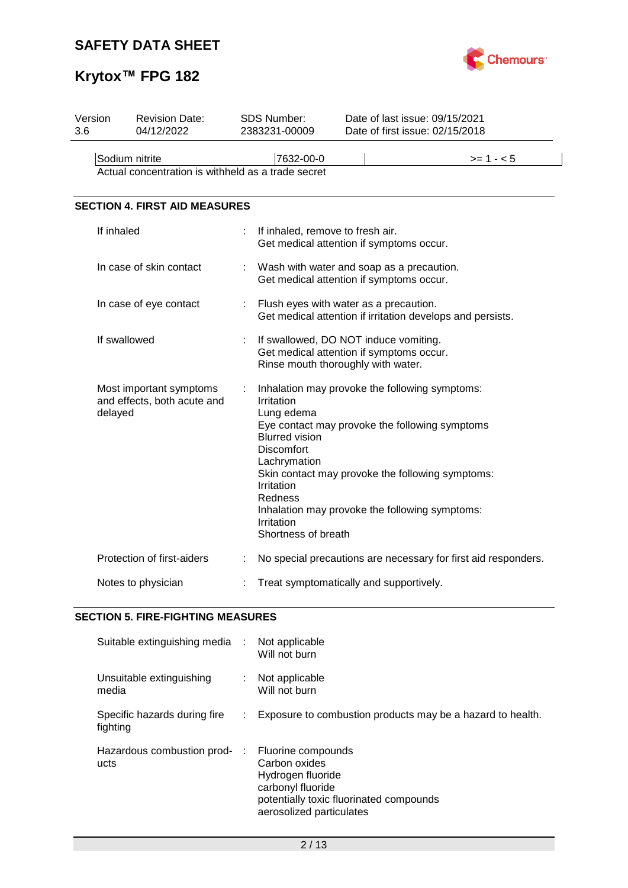| Sodium nitrite | 7632-00-0 | | >= 1 - < 5 |
|---|---|---|---|

Actual concentration is withheld as a trade secret

## SECTION 4. FIRST AID MEASURES

If inhaled : If inhaled, remove to fresh air.
Get medical attention if symptoms occur.

In case of skin contact : Wash with water and soap as a precaution.
Get medical attention if symptoms occur.

In case of eye contact : Flush eyes with water as a precaution.
Get medical attention if irritation develops and persists.

If swallowed : If swallowed, DO NOT induce vomiting.
Get medical attention if symptoms occur.
Rinse mouth thoroughly with water.

Most important symptoms and effects, both acute and delayed : Inhalation may provoke the following symptoms:
Irritation
Lung edema
Eye contact may provoke the following symptoms
Blurred vision
Discomfort
Lachrymation
Skin contact may provoke the following symptoms:
Irritation
Redness
Inhalation may provoke the following symptoms:
Irritation
Shortness of breath

Protection of first-aiders : No special precautions are necessary for first aid responders.

Notes to physician : Treat symptomatically and supportively.

## SECTION 5. FIRE-FIGHTING MEASURES

Suitable extinguishing media : Not applicable
Will not burn

Unsuitable extinguishing media : Not applicable
Will not burn

Specific hazards during fire fighting : Exposure to combustion products may be a hazard to health.

Hazardous combustion products : Fluorine compounds
Carbon oxides
Hydrogen fluoride
carbonyl fluoride
potentially toxic fluorinated compounds
aerosolized particulates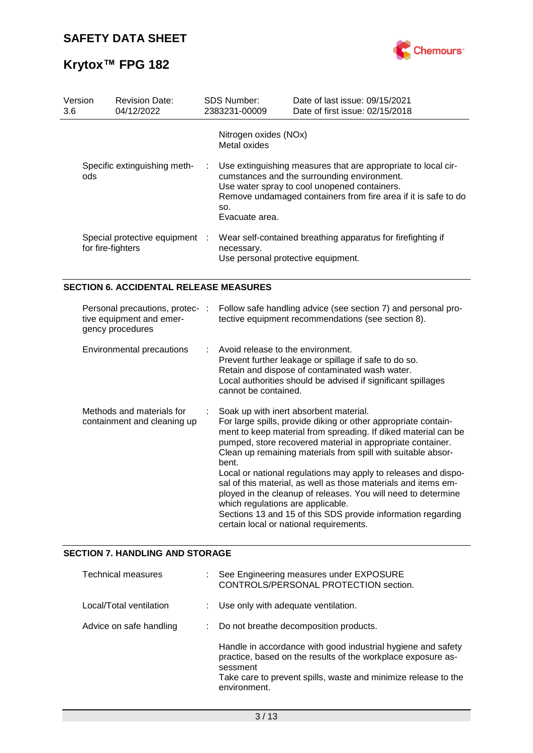| | | |
|---|---|---|
| | | Nitrogen oxides (NOx)<br>Metal oxides |
| Specific extinguishing methods | : | Use extinguishing measures that are appropriate to local circumstances and the surrounding environment.<br>Use water spray to cool unopened containers.<br>Remove undamaged containers from fire area if it is safe to do so.<br>Evacuate area. |
| Special protective equipment for fire-fighters | : | Wear self-contained breathing apparatus for firefighting if necessary.<br>Use personal protective equipment. |

## SECTION 6. ACCIDENTAL RELEASE MEASURES

| | | |
|---|---|---|
| Personal precautions, protective equipment and emergency procedures | : | Follow safe handling advice (see section 7) and personal protective equipment recommendations (see section 8). |
| Environmental precautions | : | Avoid release to the environment.<br>Prevent further leakage or spillage if safe to do so.<br>Retain and dispose of contaminated wash water.<br>Local authorities should be advised if significant spillages cannot be contained. |
| Methods and materials for containment and cleaning up | : | Soak up with inert absorbent material.<br>For large spills, provide diking or other appropriate containment to keep material from spreading. If diked material can be pumped, store recovered material in appropriate container.<br>Clean up remaining materials from spill with suitable absorbent.<br>Local or national regulations may apply to releases and disposal of this material, as well as those materials and items employed in the cleanup of releases. You will need to determine which regulations are applicable.<br>Sections 13 and 15 of this SDS provide information regarding certain local or national requirements. |

## SECTION 7. HANDLING AND STORAGE

| | | |
|---|---|---|
| Technical measures | : | See Engineering measures under EXPOSURE CONTROLS/PERSONAL PROTECTION section. |
| Local/Total ventilation | : | Use only with adequate ventilation. |
| Advice on safe handling | : | Do not breathe decomposition products.<br><br>Handle in accordance with good industrial hygiene and safety practice, based on the results of the workplace exposure assessment<br>Take care to prevent spills, waste and minimize release to the environment. |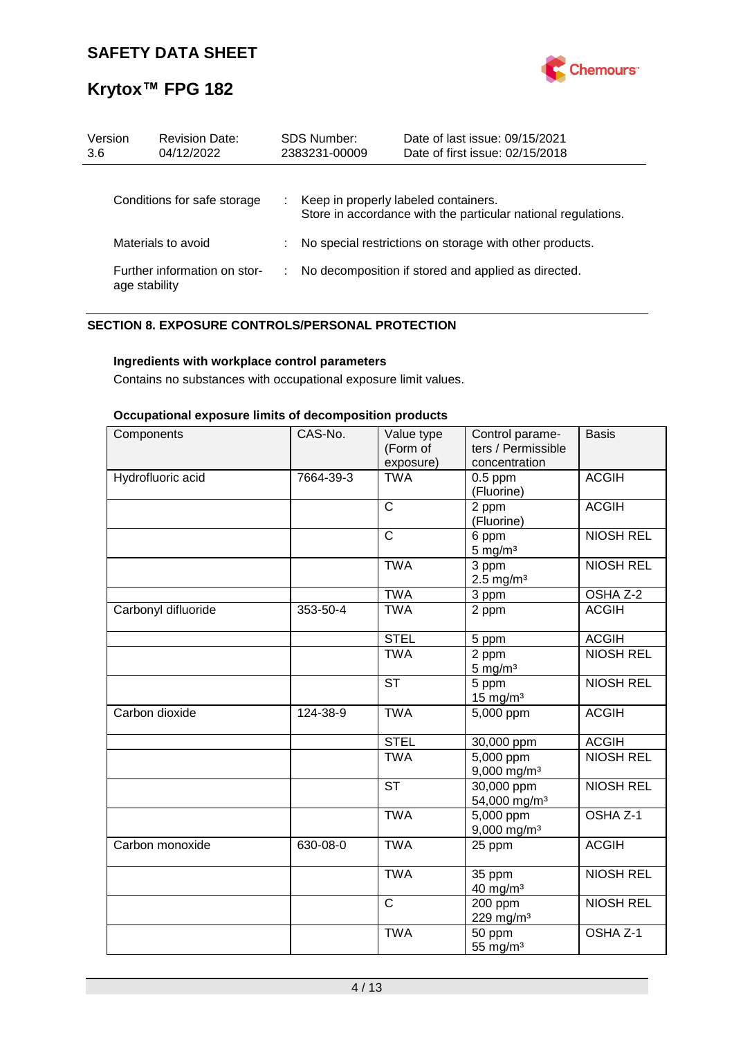| Conditions for safe storage | : | Keep in properly labeled containers. Store in accordance with the particular national regulations. |
|---|---|---|
| Materials to avoid | : | No special restrictions on storage with other products. |
| Further information on storage stability | : | No decomposition if stored and applied as directed. |

## SECTION 8. EXPOSURE CONTROLS/PERSONAL PROTECTION

### Ingredients with workplace control parameters

Contains no substances with occupational exposure limit values.

### Occupational exposure limits of decomposition products

| Components | CAS-No. | Value type (Form of exposure) | Control parameters / Permissible concentration | Basis |
|---|---|---|---|---|
| Hydrofluoric acid | 7664-39-3 | TWA | 0.5 ppm (Fluorine) | ACGIH |
| | | C | 2 ppm (Fluorine) | ACGIH |
| | | C | 6 ppm 5 mg/m³ | NIOSH REL |
| | | TWA | 3 ppm 2.5 mg/m³ | NIOSH REL |
| | | TWA | 3 ppm | OSHA Z-2 |
| Carbonyl difluoride | 353-50-4 | TWA | 2 ppm | ACGIH |
| | | STEL | 5 ppm | ACGIH |
| | | TWA | 2 ppm 5 mg/m³ | NIOSH REL |
| | | ST | 5 ppm 15 mg/m³ | NIOSH REL |
| Carbon dioxide | 124-38-9 | TWA | 5,000 ppm | ACGIH |
| | | STEL | 30,000 ppm | ACGIH |
| | | TWA | 5,000 ppm 9,000 mg/m³ | NIOSH REL |
| | | ST | 30,000 ppm 54,000 mg/m³ | NIOSH REL |
| | | TWA | 5,000 ppm 9,000 mg/m³ | OSHA Z-1 |
| Carbon monoxide | 630-08-0 | TWA | 25 ppm | ACGIH |
| | | TWA | 35 ppm 40 mg/m³ | NIOSH REL |
| | | C | 200 ppm 229 mg/m³ | NIOSH REL |
| | | TWA | 50 ppm 55 mg/m³ | OSHA Z-1 |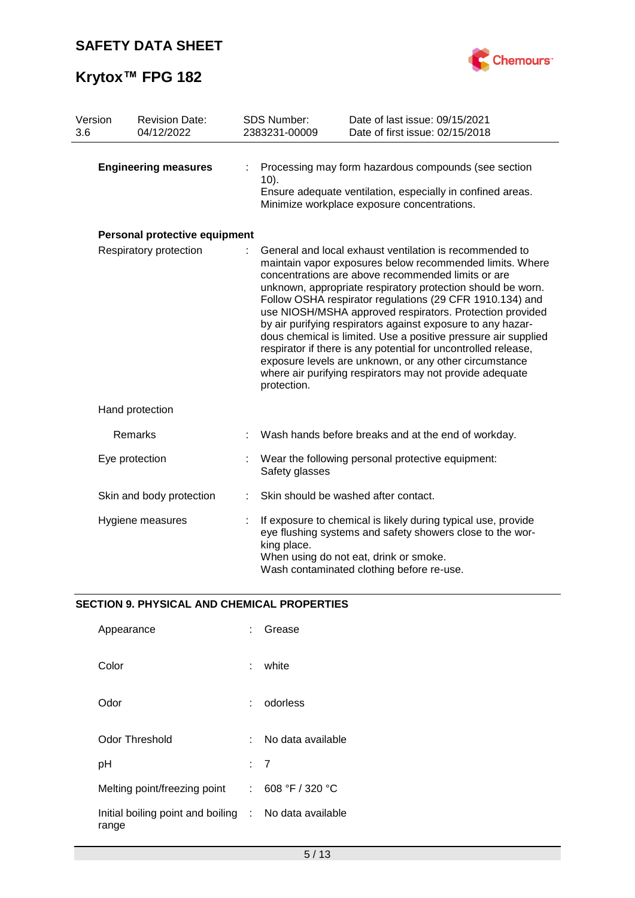| | | | |
|---|---|---|---|
| Version 3.6 | Revision Date: 04/12/2022 | SDS Number: 2383231-00009 | Date of last issue: 09/15/2021<br>Date of first issue: 02/15/2018 |

**Engineering measures** : Processing may form hazardous compounds (see section 10).
Ensure adequate ventilation, especially in confined areas.
Minimize workplace exposure concentrations.

**Personal protective equipment**

Respiratory protection : General and local exhaust ventilation is recommended to maintain vapor exposures below recommended limits. Where concentrations are above recommended limits or are unknown, appropriate respiratory protection should be worn. Follow OSHA respirator regulations (29 CFR 1910.134) and use NIOSH/MSHA approved respirators. Protection provided by air purifying respirators against exposure to any hazardous chemical is limited. Use a positive pressure air supplied respirator if there is any potential for uncontrolled release, exposure levels are unknown, or any other circumstance where air purifying respirators may not provide adequate protection.

Hand protection

Remarks : Wash hands before breaks and at the end of workday.

Eye protection : Wear the following personal protective equipment:
Safety glasses

Skin and body protection : Skin should be washed after contact.

Hygiene measures : If exposure to chemical is likely during typical use, provide eye flushing systems and safety showers close to the working place.
When using do not eat, drink or smoke.
Wash contaminated clothing before re-use.

## SECTION 9. PHYSICAL AND CHEMICAL PROPERTIES

| | |
|---|---|
| Appearance | : Grease |
| Color | : white |
| Odor | : odorless |
| Odor Threshold | : No data available |
| pH | : 7 |
| Melting point/freezing point | : 608 °F / 320 °C |
| Initial boiling point and boiling range | : No data available |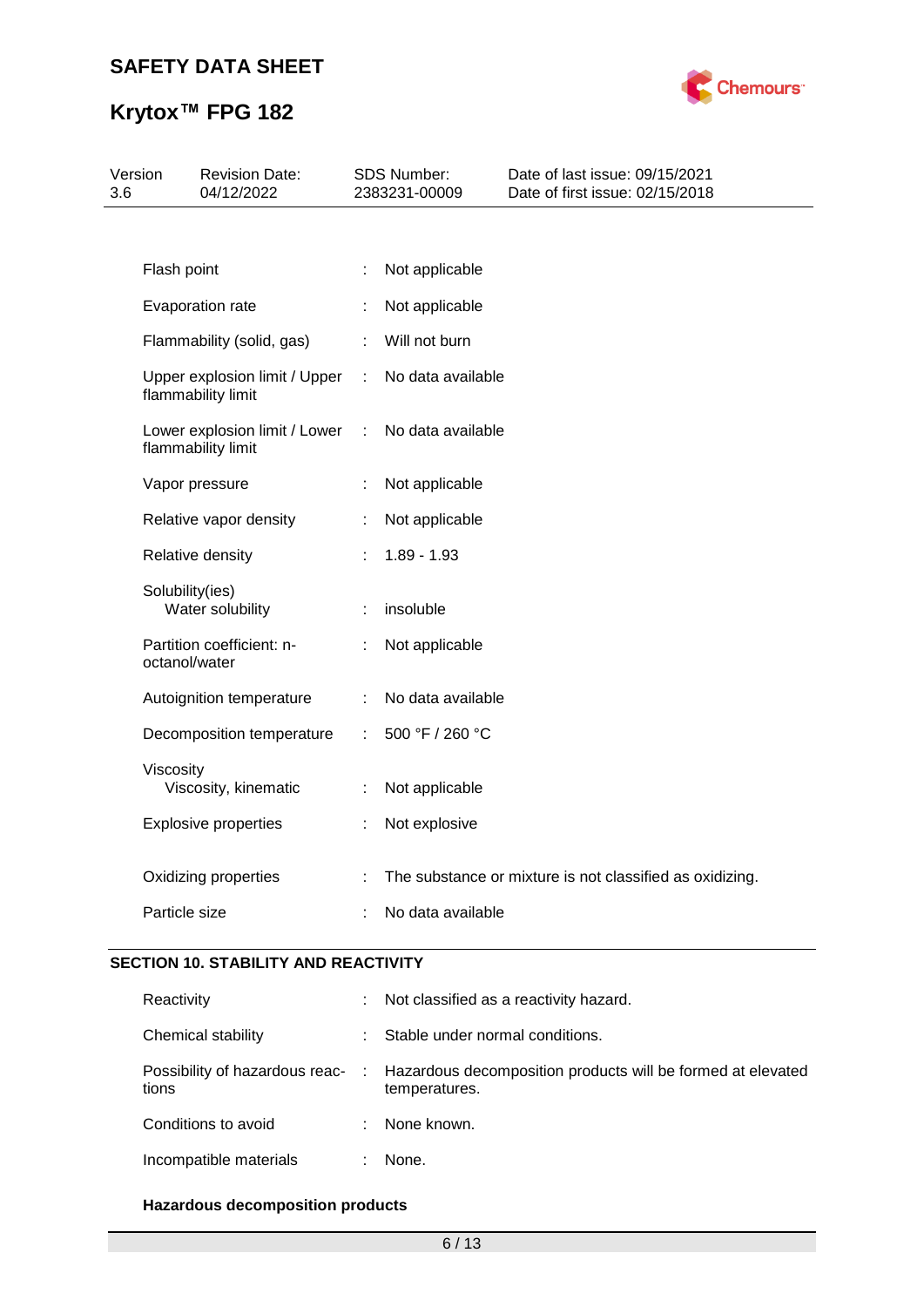| | | |
|---|---|---|
| Flash point | : | Not applicable |
| Evaporation rate | : | Not applicable |
| Flammability (solid, gas) | : | Will not burn |
| Upper explosion limit / Upper flammability limit | : | No data available |
| Lower explosion limit / Lower flammability limit | : | No data available |
| Vapor pressure | : | Not applicable |
| Relative vapor density | : | Not applicable |
| Relative density | : | 1.89 - 1.93 |
| Solubility(ies)<br>Water solubility | : | insoluble |
| Partition coefficient: n-octanol/water | : | Not applicable |
| Autoignition temperature | : | No data available |
| Decomposition temperature | : | 500 °F / 260 °C |
| Viscosity<br>Viscosity, kinematic | : | Not applicable |
| Explosive properties | : | Not explosive |
| Oxidizing properties | : | The substance or mixture is not classified as oxidizing. |
| Particle size | : | No data available |

## SECTION 10. STABILITY AND REACTIVITY

| | | |
|---|---|---|
| Reactivity | : | Not classified as a reactivity hazard. |
| Chemical stability | : | Stable under normal conditions. |
| Possibility of hazardous reactions | : | Hazardous decomposition products will be formed at elevated temperatures. |
| Conditions to avoid | : | None known. |
| Incompatible materials | : | None. |

**Hazardous decomposition products**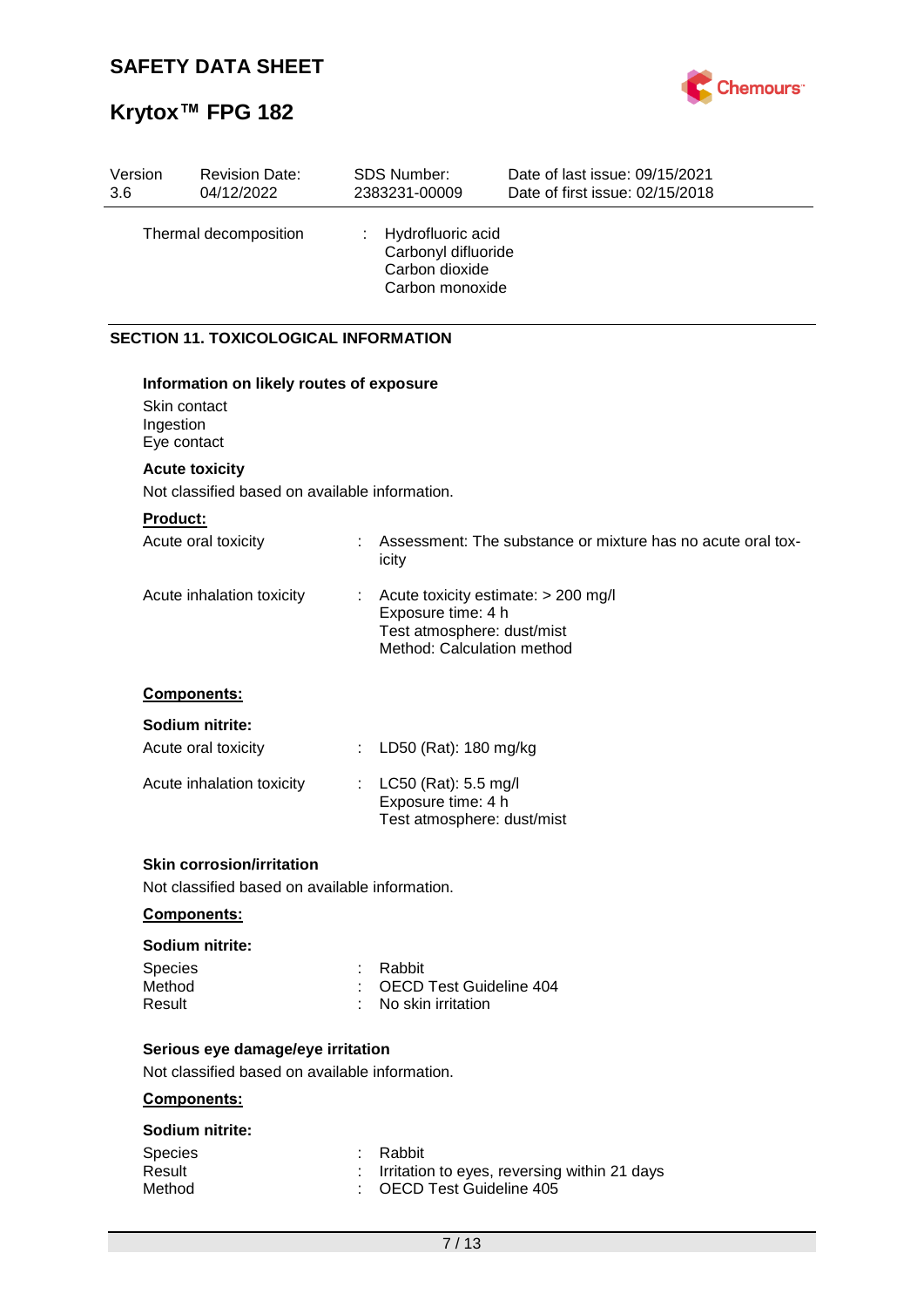| Thermal decomposition | : | Hydrofluoric acid<br>Carbonyl difluoride<br>Carbon dioxide<br>Carbon monoxide |
|---|---|---|

## SECTION 11. TOXICOLOGICAL INFORMATION

**Information on likely routes of exposure**

Skin contact
Ingestion
Eye contact

**Acute toxicity**

Not classified based on available information.

**Product:**

| | | |
|---|---|---|
| Acute oral toxicity | : | Assessment: The substance or mixture has no acute oral toxicity |
| Acute inhalation toxicity | : | Acute toxicity estimate: > 200 mg/l<br>Exposure time: 4 h<br>Test atmosphere: dust/mist<br>Method: Calculation method |

**Components:**

**Sodium nitrite:**

| | | |
|---|---|---|
| Acute oral toxicity | : | LD50 (Rat): 180 mg/kg |
| Acute inhalation toxicity | : | LC50 (Rat): 5.5 mg/l<br>Exposure time: 4 h<br>Test atmosphere: dust/mist |

**Skin corrosion/irritation**

Not classified based on available information.

**Components:**

**Sodium nitrite:**

| | | |
|---|---|---|
| Species | : | Rabbit |
| Method | : | OECD Test Guideline 404 |
| Result | : | No skin irritation |

**Serious eye damage/eye irritation**

Not classified based on available information.

**Components:**

**Sodium nitrite:**

| | | |
|---|---|---|
| Species | : | Rabbit |
| Result | : | Irritation to eyes, reversing within 21 days |
| Method | : | OECD Test Guideline 405 |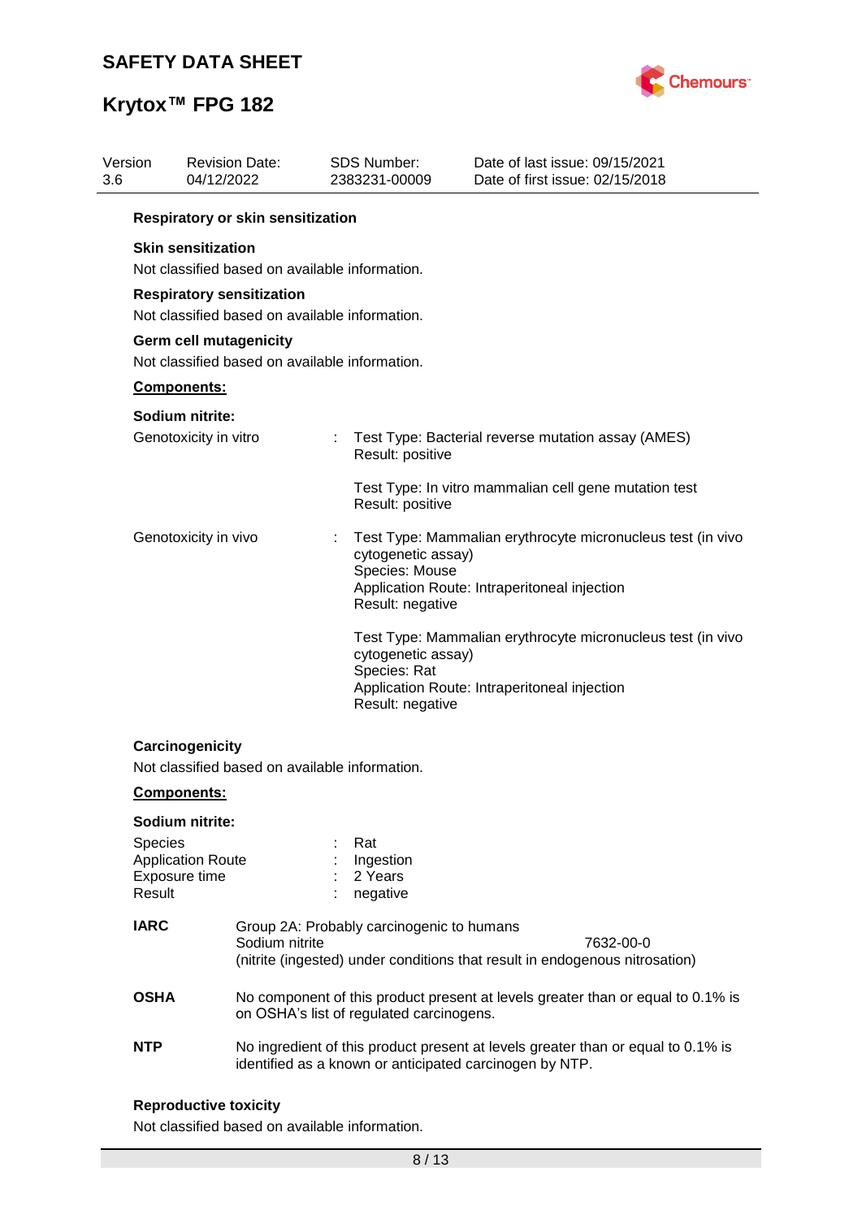**Respiratory or skin sensitization**

**Skin sensitization**

Not classified based on available information.

**Respiratory sensitization**

Not classified based on available information.

**Germ cell mutagenicity**

Not classified based on available information.

**Components:**

**Sodium nitrite:**

Genotoxicity in vitro : Test Type: Bacterial reverse mutation assay (AMES)
Result: positive

Test Type: In vitro mammalian cell gene mutation test
Result: positive

Genotoxicity in vivo : Test Type: Mammalian erythrocyte micronucleus test (in vivo cytogenetic assay)
Species: Mouse
Application Route: Intraperitoneal injection
Result: negative

Test Type: Mammalian erythrocyte micronucleus test (in vivo cytogenetic assay)
Species: Rat
Application Route: Intraperitoneal injection
Result: negative

**Carcinogenicity**

Not classified based on available information.

**Components:**

**Sodium nitrite:**

Species : Rat
Application Route : Ingestion
Exposure time : 2 Years
Result : negative

**IARC** Group 2A: Probably carcinogenic to humans
Sodium nitrite 7632-00-0
(nitrite (ingested) under conditions that result in endogenous nitrosation)

**OSHA** No component of this product present at levels greater than or equal to 0.1% is on OSHA's list of regulated carcinogens.

**NTP** No ingredient of this product present at levels greater than or equal to 0.1% is identified as a known or anticipated carcinogen by NTP.

**Reproductive toxicity**

Not classified based on available information.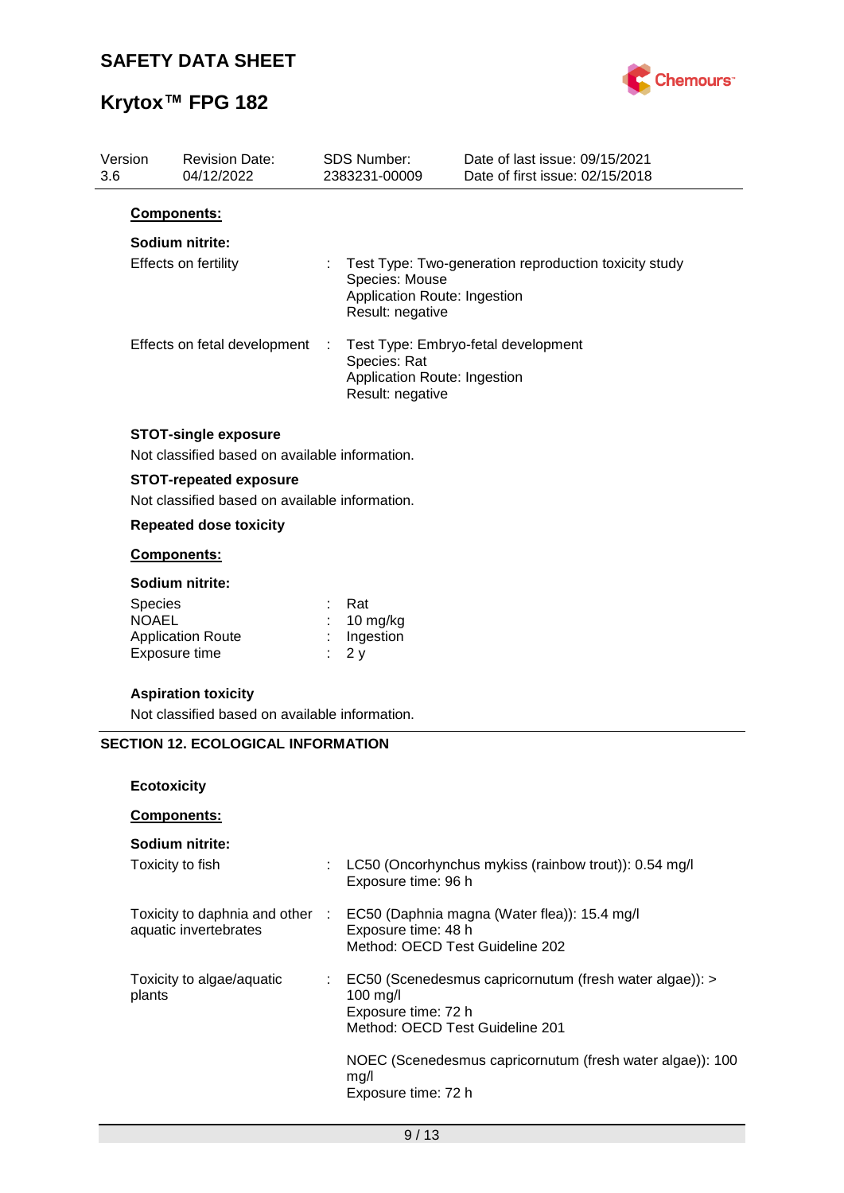**Components:**

**Sodium nitrite:**

Effects on fertility : Test Type: Two-generation reproduction toxicity study
Species: Mouse
Application Route: Ingestion
Result: negative

Effects on fetal development : Test Type: Embryo-fetal development
Species: Rat
Application Route: Ingestion
Result: negative

**STOT-single exposure**

Not classified based on available information.

**STOT-repeated exposure**

Not classified based on available information.

**Repeated dose toxicity**

**Components:**

**Sodium nitrite:**

Species : Rat
NOAEL : 10 mg/kg
Application Route : Ingestion
Exposure time : 2 y

**Aspiration toxicity**

Not classified based on available information.

## SECTION 12. ECOLOGICAL INFORMATION

**Ecotoxicity**

**Components:**

**Sodium nitrite:**

Toxicity to fish : LC50 (Oncorhynchus mykiss (rainbow trout)): 0.54 mg/l
Exposure time: 96 h

Toxicity to daphnia and other aquatic invertebrates : EC50 (Daphnia magna (Water flea)): 15.4 mg/l
Exposure time: 48 h
Method: OECD Test Guideline 202

Toxicity to algae/aquatic plants : EC50 (Scenedesmus capricornutum (fresh water algae)): > 100 mg/l
Exposure time: 72 h
Method: OECD Test Guideline 201

NOEC (Scenedesmus capricornutum (fresh water algae)): 100 mg/l
Exposure time: 72 h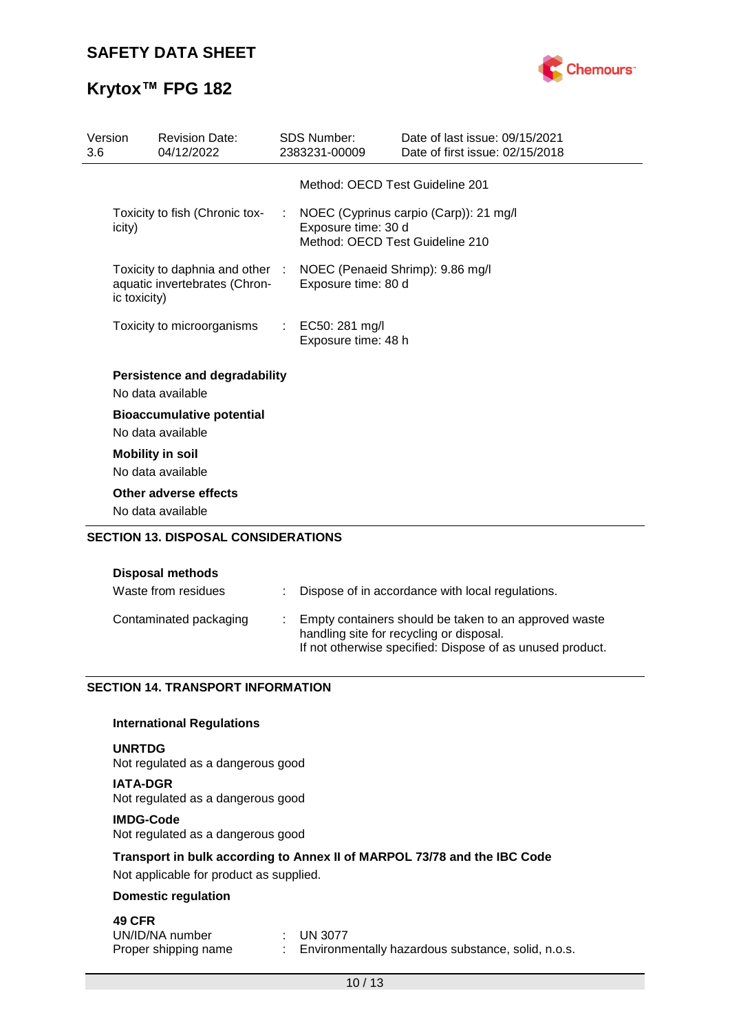| | | |
|---|---|---|
| | | Method: OECD Test Guideline 201 |
| Toxicity to fish (Chronic toxicity) | : | NOEC (Cyprinus carpio (Carp)): 21 mg/l<br>Exposure time: 30 d<br>Method: OECD Test Guideline 210 |
| Toxicity to daphnia and other aquatic invertebrates (Chronic toxicity) | : | NOEC (Penaeid Shrimp): 9.86 mg/l<br>Exposure time: 80 d |
| Toxicity to microorganisms | : | EC50: 281 mg/l<br>Exposure time: 48 h |

**Persistence and degradability**

No data available

**Bioaccumulative potential**

No data available

**Mobility in soil**

No data available

**Other adverse effects**

No data available

## SECTION 13. DISPOSAL CONSIDERATIONS

**Disposal methods**

| | | |
|---|---|---|
| Waste from residues | : | Dispose of in accordance with local regulations. |
| Contaminated packaging | : | Empty containers should be taken to an approved waste handling site for recycling or disposal.<br>If not otherwise specified: Dispose of as unused product. |

## SECTION 14. TRANSPORT INFORMATION

**International Regulations**

**UNRTDG**

Not regulated as a dangerous good

**IATA-DGR**

Not regulated as a dangerous good

**IMDG-Code**

Not regulated as a dangerous good

**Transport in bulk according to Annex II of MARPOL 73/78 and the IBC Code**

Not applicable for product as supplied.

**Domestic regulation**

**49 CFR**

| | | |
|---|---|---|
| UN/ID/NA number | : | UN 3077 |
| Proper shipping name | : | Environmentally hazardous substance, solid, n.o.s. |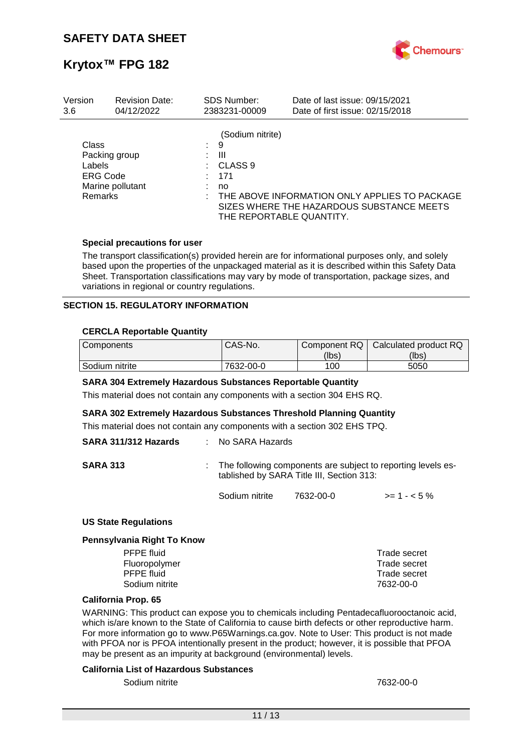(Sodium nitrite)

Class : 9
Packing group : III
Labels : CLASS 9
ERG Code : 171
Marine pollutant : no
Remarks : THE ABOVE INFORMATION ONLY APPLIES TO PACKAGE SIZES WHERE THE HAZARDOUS SUBSTANCE MEETS THE REPORTABLE QUANTITY.

**Special precautions for user**

The transport classification(s) provided herein are for informational purposes only, and solely based upon the properties of the unpackaged material as it is described within this Safety Data Sheet. Transportation classifications may vary by mode of transportation, package sizes, and variations in regional or country regulations.

## SECTION 15. REGULATORY INFORMATION

**CERCLA Reportable Quantity**

| Components | CAS-No. | Component RQ (lbs) | Calculated product RQ (lbs) |
|---|---|---|---|
| Sodium nitrite | 7632-00-0 | 100 | 5050 |

**SARA 304 Extremely Hazardous Substances Reportable Quantity**

This material does not contain any components with a section 304 EHS RQ.

**SARA 302 Extremely Hazardous Substances Threshold Planning Quantity**

This material does not contain any components with a section 302 EHS TPQ.

**SARA 311/312 Hazards** : No SARA Hazards

**SARA 313** : The following components are subject to reporting levels established by SARA Title III, Section 313:

| | | |
|---|---|---|
| Sodium nitrite | 7632-00-0 | >= 1 - < 5 % |

**US State Regulations**

**Pennsylvania Right To Know**

| | |
|---|---|
| PFPE fluid | Trade secret |
| Fluoropolymer | Trade secret |
| PFPE fluid | Trade secret |
| Sodium nitrite | 7632-00-0 |

**California Prop. 65**

WARNING: This product can expose you to chemicals including Pentadecafluorooctanoic acid, which is/are known to the State of California to cause birth defects or other reproductive harm. For more information go to www.P65Warnings.ca.gov. Note to User: This product is not made with PFOA nor is PFOA intentionally present in the product; however, it is possible that PFOA may be present as an impurity at background (environmental) levels.

**California List of Hazardous Substances**

| | |
|---|---|
| Sodium nitrite | 7632-00-0 |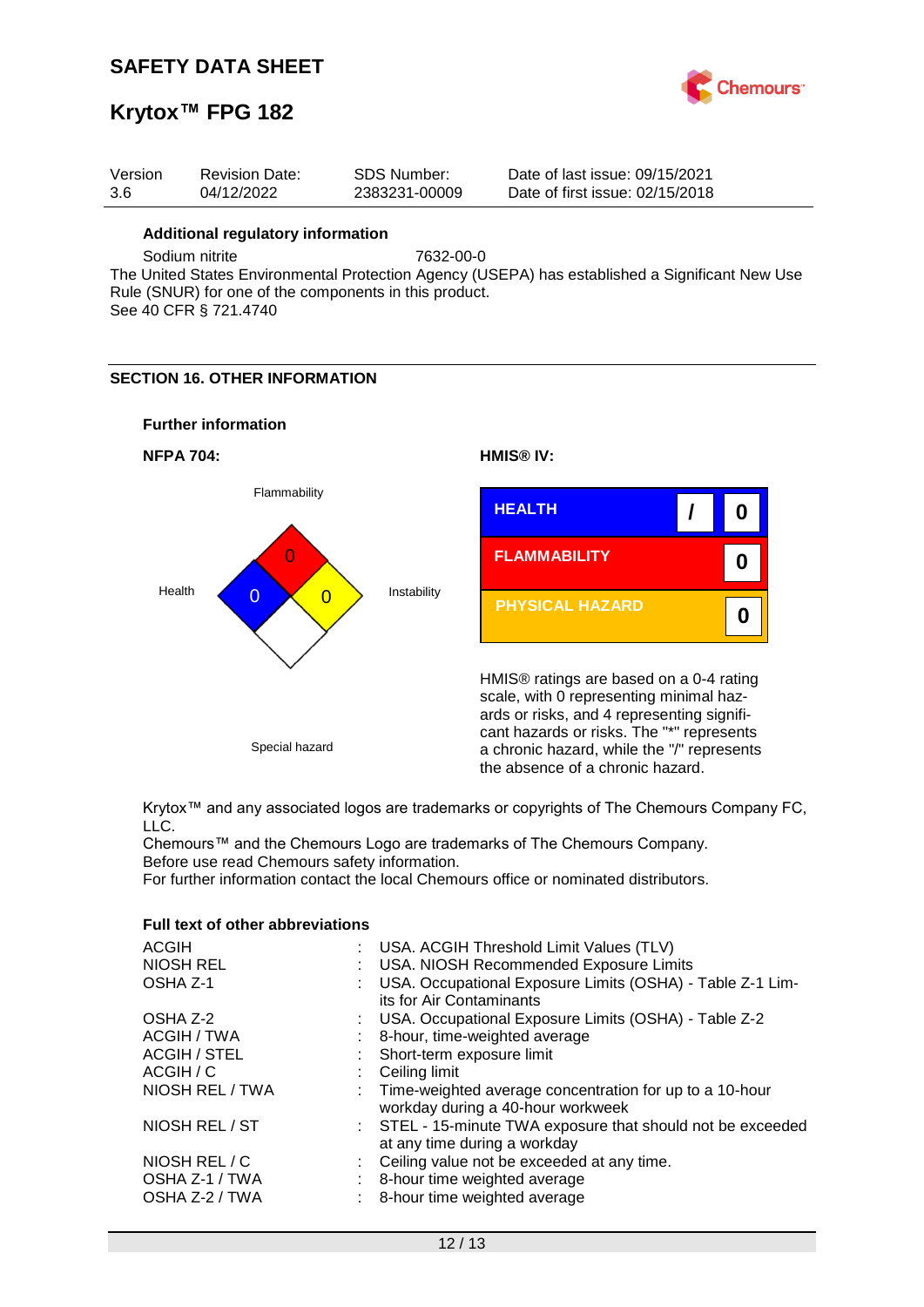| Version | Revision Date: | SDS Number: | Date of last issue: 09/15/2021 |
|---|---|---|---|
| 3.6 | 04/12/2022 | 2383231-00009 | Date of first issue: 02/15/2018 |

**Additional regulatory information**

Sodium nitrite 7632-00-0

The United States Environmental Protection Agency (USEPA) has established a Significant New Use Rule (SNUR) for one of the components in this product.
See 40 CFR § 721.4740

## SECTION 16. OTHER INFORMATION

**Further information**

**NFPA 704:**

| Flammability | Health | Instability | Special hazard |
|---|---|---|---|
| 0 | 0 | 0 | |

**HMIS® IV:**

| | | |
|---|---|---|
| HEALTH | / | 0 |
| FLAMMABILITY | | 0 |
| PHYSICAL HAZARD | | 0 |

HMIS® ratings are based on a 0-4 rating scale, with 0 representing minimal hazards or risks, and 4 representing significant hazards or risks. The "*" represents a chronic hazard, while the "/" represents the absence of a chronic hazard.

Krytox™ and any associated logos are trademarks or copyrights of The Chemours Company FC, LLC.
Chemours™ and the Chemours Logo are trademarks of The Chemours Company.
Before use read Chemours safety information.
For further information contact the local Chemours office or nominated distributors.

**Full text of other abbreviations**

| | | |
|---|---|---|
| ACGIH | : | USA. ACGIH Threshold Limit Values (TLV) |
| NIOSH REL | : | USA. NIOSH Recommended Exposure Limits |
| OSHA Z-1 | : | USA. Occupational Exposure Limits (OSHA) - Table Z-1 Limits for Air Contaminants |
| OSHA Z-2 | : | USA. Occupational Exposure Limits (OSHA) - Table Z-2 |
| ACGIH / TWA | : | 8-hour, time-weighted average |
| ACGIH / STEL | : | Short-term exposure limit |
| ACGIH / C | : | Ceiling limit |
| NIOSH REL / TWA | : | Time-weighted average concentration for up to a 10-hour workday during a 40-hour workweek |
| NIOSH REL / ST | : | STEL - 15-minute TWA exposure that should not be exceeded at any time during a workday |
| NIOSH REL / C | : | Ceiling value not be exceeded at any time. |
| OSHA Z-1 / TWA | : | 8-hour time weighted average |
| OSHA Z-2 / TWA | : | 8-hour time weighted average |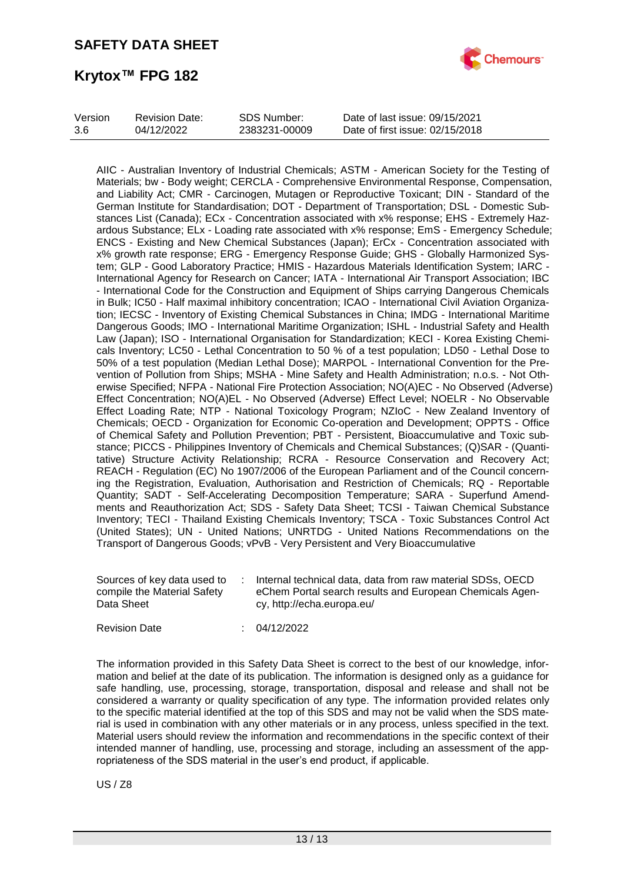AIIC - Australian Inventory of Industrial Chemicals; ASTM - American Society for the Testing of Materials; bw - Body weight; CERCLA - Comprehensive Environmental Response, Compensation, and Liability Act; CMR - Carcinogen, Mutagen or Reproductive Toxicant; DIN - Standard of the German Institute for Standardisation; DOT - Department of Transportation; DSL - Domestic Substances List (Canada); ECx - Concentration associated with x% response; EHS - Extremely Hazardous Substance; ELx - Loading rate associated with x% response; EmS - Emergency Schedule; ENCS - Existing and New Chemical Substances (Japan); ErCx - Concentration associated with x% growth rate response; ERG - Emergency Response Guide; GHS - Globally Harmonized System; GLP - Good Laboratory Practice; HMIS - Hazardous Materials Identification System; IARC - International Agency for Research on Cancer; IATA - International Air Transport Association; IBC - International Code for the Construction and Equipment of Ships carrying Dangerous Chemicals in Bulk; IC50 - Half maximal inhibitory concentration; ICAO - International Civil Aviation Organization; IECSC - Inventory of Existing Chemical Substances in China; IMDG - International Maritime Dangerous Goods; IMO - International Maritime Organization; ISHL - Industrial Safety and Health Law (Japan); ISO - International Organisation for Standardization; KECI - Korea Existing Chemicals Inventory; LC50 - Lethal Concentration to 50 % of a test population; LD50 - Lethal Dose to 50% of a test population (Median Lethal Dose); MARPOL - International Convention for the Prevention of Pollution from Ships; MSHA - Mine Safety and Health Administration; n.o.s. - Not Otherwise Specified; NFPA - National Fire Protection Association; NO(A)EC - No Observed (Adverse) Effect Concentration; NO(A)EL - No Observed (Adverse) Effect Level; NOELR - No Observable Effect Loading Rate; NTP - National Toxicology Program; NZIoC - New Zealand Inventory of Chemicals; OECD - Organization for Economic Co-operation and Development; OPPTS - Office of Chemical Safety and Pollution Prevention; PBT - Persistent, Bioaccumulative and Toxic substance; PICCS - Philippines Inventory of Chemicals and Chemical Substances; (Q)SAR - (Quantitative) Structure Activity Relationship; RCRA - Resource Conservation and Recovery Act; REACH - Regulation (EC) No 1907/2006 of the European Parliament and of the Council concerning the Registration, Evaluation, Authorisation and Restriction of Chemicals; RQ - Reportable Quantity; SADT - Self-Accelerating Decomposition Temperature; SARA - Superfund Amendments and Reauthorization Act; SDS - Safety Data Sheet; TCSI - Taiwan Chemical Substance Inventory; TECI - Thailand Existing Chemicals Inventory; TSCA - Toxic Substances Control Act (United States); UN - United Nations; UNRTDG - United Nations Recommendations on the Transport of Dangerous Goods; vPvB - Very Persistent and Very Bioaccumulative

Sources of key data used to compile the Material Safety Data Sheet : Internal technical data, data from raw material SDSs, OECD eChem Portal search results and European Chemicals Agency, http://echa.europa.eu/

Revision Date : 04/12/2022

The information provided in this Safety Data Sheet is correct to the best of our knowledge, information and belief at the date of its publication. The information is designed only as a guidance for safe handling, use, processing, storage, transportation, disposal and release and shall not be considered a warranty or quality specification of any type. The information provided relates only to the specific material identified at the top of this SDS and may not be valid when the SDS material is used in combination with any other materials or in any process, unless specified in the text. Material users should review the information and recommendations in the specific context of their intended manner of handling, use, processing and storage, including an assessment of the appropriateness of the SDS material in the user's end product, if applicable.

US / Z8